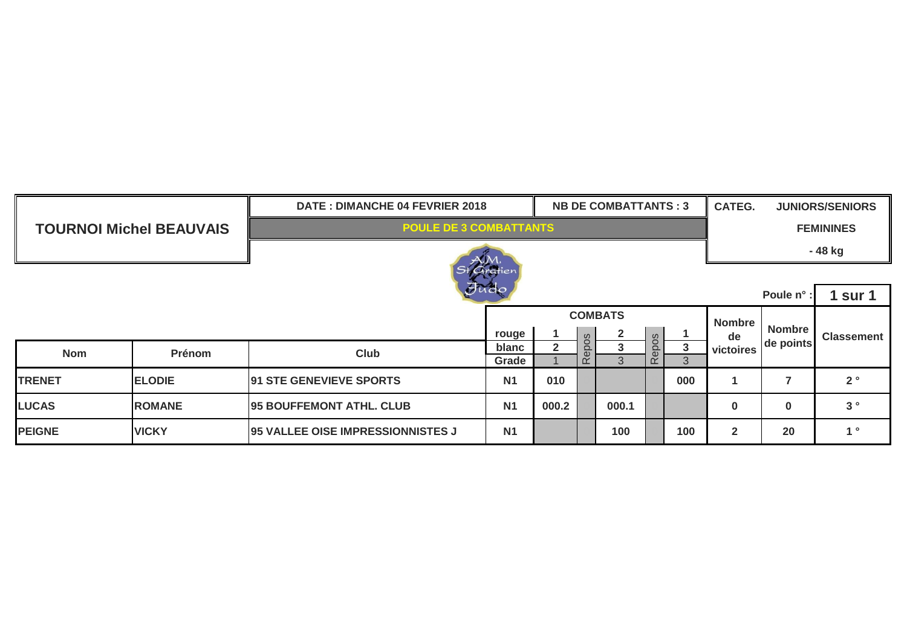| TOURNOI Michel BEAUVAIS | DATE : DIMANCHE 04 FEVRIER 2018 | NB DE COMBATTANTS : 3 | CATEG. JUNIORS/SENIORS |
|---|---|---|---|
| | POULE DE 3 COMBATTANTS | | FEMININES |
| | | | - 48 kg |

Poule n° : **1 sur 1**

| Nom | Prénom | Club | rouge / blanc / Grade | COMBATS 1 / 2 / 1 | Repos | 2 / 3 / 3 | Repos | 1 / 3 / 3 | Nombre de victoires | Nombre de points | Classement |
|---|---|---|---|---|---|---|---|---|---|---|---|
| TRENET | ELODIE | 91 STE GENEVIEVE SPORTS | N1 | 010 | | | | 000 | 1 | 7 | 2 ° |
| LUCAS | ROMANE | 95 BOUFFEMONT ATHL. CLUB | N1 | 000.2 | | 000.1 | | | 0 | 0 | 3 ° |
| PEIGNE | VICKY | 95 VALLEE OISE IMPRESSIONNISTES J | N1 | | | 100 | | 100 | 2 | 20 | 1 ° |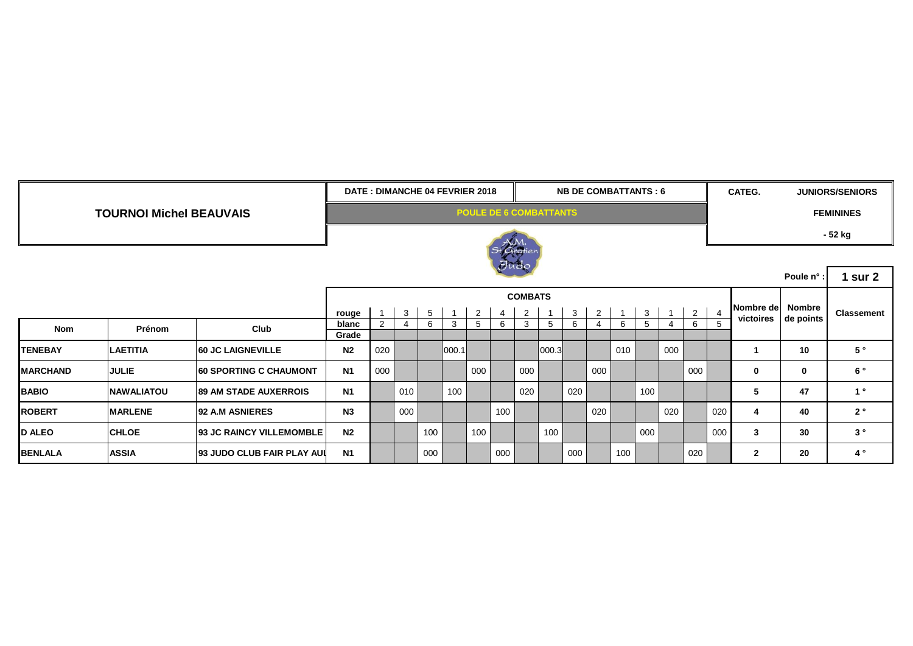# TOURNOI Michel BEAUVAIS

**DATE : DIMANCHE 04 FEVRIER 2018** | **NB DE COMBATTANTS : 6** | **CATEG.** **JUNIORS/SENIORS**

**POULE DE 6 COMBATTANTS**

**FEMININES**

**- 52 kg**

**Poule n° : 1 sur 2**

| | | | **COMBATS** | | | | | | | | | | | | | | | | | | |
|---|---|---|---|---|---|---|---|---|---|---|---|---|---|---|---|---|---|---|---|---|---|
| | | | rouge | 1 | 3 | 5 | 1 | 2 | 4 | 2 | 1 | 3 | 2 | 1 | 3 | 1 | 2 | 4 | **Nombre de victoires** | **Nombre de points** | **Classement** |
| **Nom** | **Prénom** | **Club** | blanc | 2 | 4 | 6 | 3 | 5 | 6 | 3 | 5 | 6 | 4 | 6 | 5 | 4 | 6 | 5 | | | |
| | | | Grade | | | | | | | | | | | | | | | | | | |
| **TENEBAY** | **LAETITIA** | **60 JC LAIGNEVILLE** | **N2** | 020 | | | 000.1 | | | | 000.3 | | | 010 | | 000 | | | **1** | **10** | **5 °** |
| **MARCHAND** | **JULIE** | **60 SPORTING C CHAUMONT** | **N1** | 000 | | | | 000 | | 000 | | | 000 | | | | 000 | | **0** | **0** | **6 °** |
| **BABIO** | **NAWALIATOU** | **89 AM STADE AUXERROIS** | **N1** | | 010 | | 100 | | | 020 | | 020 | | | 100 | | | | **5** | **47** | **1 °** |
| **ROBERT** | **MARLENE** | **92 A.M ASNIERES** | **N3** | | 000 | | | | 100 | | | | 020 | | | 020 | | 020 | **4** | **40** | **2 °** |
| **D ALEO** | **CHLOE** | **93 JC RAINCY VILLEMOMBLE** | **N2** | | | 100 | | 100 | | | 100 | | | | 000 | | | 000 | **3** | **30** | **3 °** |
| **BENLALA** | **ASSIA** | **93 JUDO CLUB FAIR PLAY AUL** | **N1** | | | 000 | | | 000 | | | 000 | | 100 | | | 020 | | **2** | **20** | **4 °** |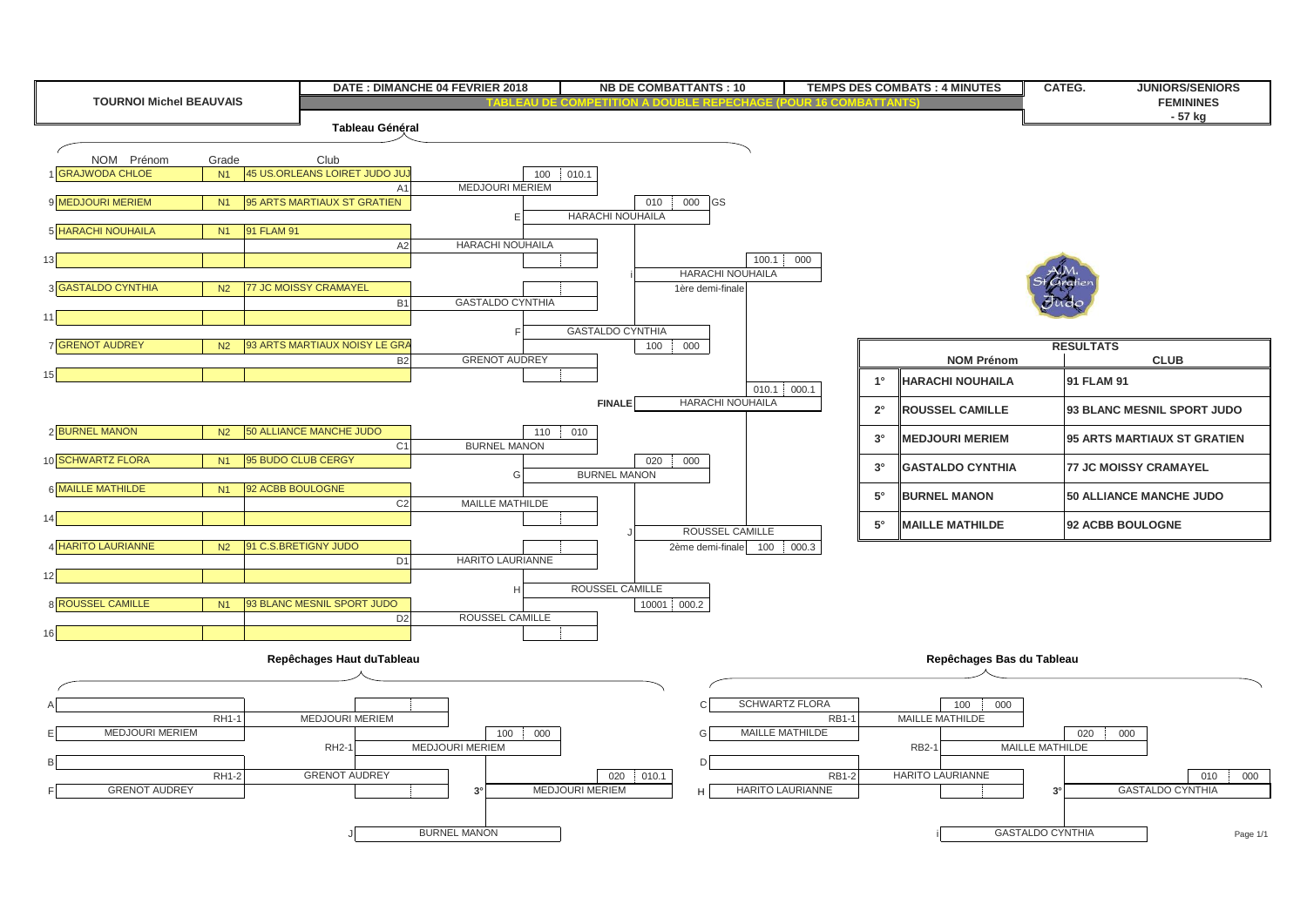# TOURNOI Michel BEAUVAIS

**DATE : DIMANCHE 04 FEVRIER 2018** | **NB DE COMBATTANTS : 10** | **TEMPS DES COMBATS : 4 MINUTES** | **CATEG. JUNIORS/SENIORS FEMININES - 57 kg**

**TABLEAU DE COMPETITION A DOUBLE REPECHAGE (POUR 16 COMBATTANTS)**

## Tableau Général

| N° | NOM Prénom | Grade | Club |
|---|---|---|---|
| 1 | GRAJWODA CHLOE | N1 | 45 US.ORLEANS LOIRET JUDO JUJ |
| 9 | MEDJOURI MERIEM | N1 | 95 ARTS MARTIAUX ST GRATIEN |
| 5 | HARACHI NOUHAILA | N1 | 91 FLAM 91 |
| 13 | | | |
| 3 | GASTALDO CYNTHIA | N2 | 77 JC MOISSY CRAMAYEL |
| 11 | | | |
| 7 | GRENOT AUDREY | N2 | 93 ARTS MARTIAUX NOISY LE GRA |
| 15 | | | |
| 2 | BURNEL MANON | N2 | 50 ALLIANCE MANCHE JUDO |
| 10 | SCHWARTZ FLORA | N1 | 95 BUDO CLUB CERGY |
| 6 | MAILLE MATHILDE | N1 | 92 ACBB BOULOGNE |
| 14 | | | |
| 4 | HARITO LAURIANNE | N2 | 91 C.S.BRETIGNY JUDO |
| 12 | | | |
| 8 | ROUSSEL CAMILLE | N1 | 93 BLANC MESNIL SPORT JUDO |
| 16 | | | |

### Combats

| Combat | Vainqueur | Score |
|---|---|---|
| A1 | MEDJOURI MERIEM | 100 / 010.1 |
| A2 | HARACHI NOUHAILA | |
| B1 | GASTALDO CYNTHIA | |
| B2 | GRENOT AUDREY | |
| C1 | BURNEL MANON | 110 / 010 |
| C2 | MAILLE MATHILDE | |
| D1 | HARITO LAURIANNE | |
| D2 | ROUSSEL CAMILLE | |
| E | HARACHI NOUHAILA | 010 / 000 GS |
| F | GASTALDO CYNTHIA | 100 / 000 |
| G | BURNEL MANON | 020 / 000 |
| H | ROUSSEL CAMILLE | 10001 / 000.2 |
| I (1ère demi-finale) | HARACHI NOUHAILA | 100.1 / 000 |
| J (2ème demi-finale) | ROUSSEL CAMILLE | 100 / 000.3 |
| FINALE | HARACHI NOUHAILA | 010.1 / 000.1 |

## RESULTATS

| | NOM Prénom | CLUB |
|---|---|---|
| 1° | HARACHI NOUHAILA | 91 FLAM 91 |
| 2° | ROUSSEL CAMILLE | 93 BLANC MESNIL SPORT JUDO |
| 3° | MEDJOURI MERIEM | 95 ARTS MARTIAUX ST GRATIEN |
| 3° | GASTALDO CYNTHIA | 77 JC MOISSY CRAMAYEL |
| 5° | BURNEL MANON | 50 ALLIANCE MANCHE JUDO |
| 5° | MAILLE MATHILDE | 92 ACBB BOULOGNE |

## Repêchages Haut duTableau

| Combat | Combattants | Vainqueur | Score |
|---|---|---|---|
| RH1-1 | A : — / E : MEDJOURI MERIEM | MEDJOURI MERIEM | |
| RH1-2 | B : — / F : GRENOT AUDREY | GRENOT AUDREY | |
| RH2-1 | MEDJOURI MERIEM / GRENOT AUDREY | MEDJOURI MERIEM | 100 / 000 |
| 3° | MEDJOURI MERIEM / J : BURNEL MANON | MEDJOURI MERIEM | 020 / 010.1 |

## Repêchages Bas du Tableau

| Combat | Combattants | Vainqueur | Score |
|---|---|---|---|
| RB1-1 | C : SCHWARTZ FLORA / G : MAILLE MATHILDE | MAILLE MATHILDE | 100 / 000 |
| RB1-2 | D : — / H : HARITO LAURIANNE | HARITO LAURIANNE | |
| RB2-1 | MAILLE MATHILDE / HARITO LAURIANNE | MAILLE MATHILDE | 020 / 000 |
| 3° | MAILLE MATHILDE / I : GASTALDO CYNTHIA | GASTALDO CYNTHIA | 010 / 000 |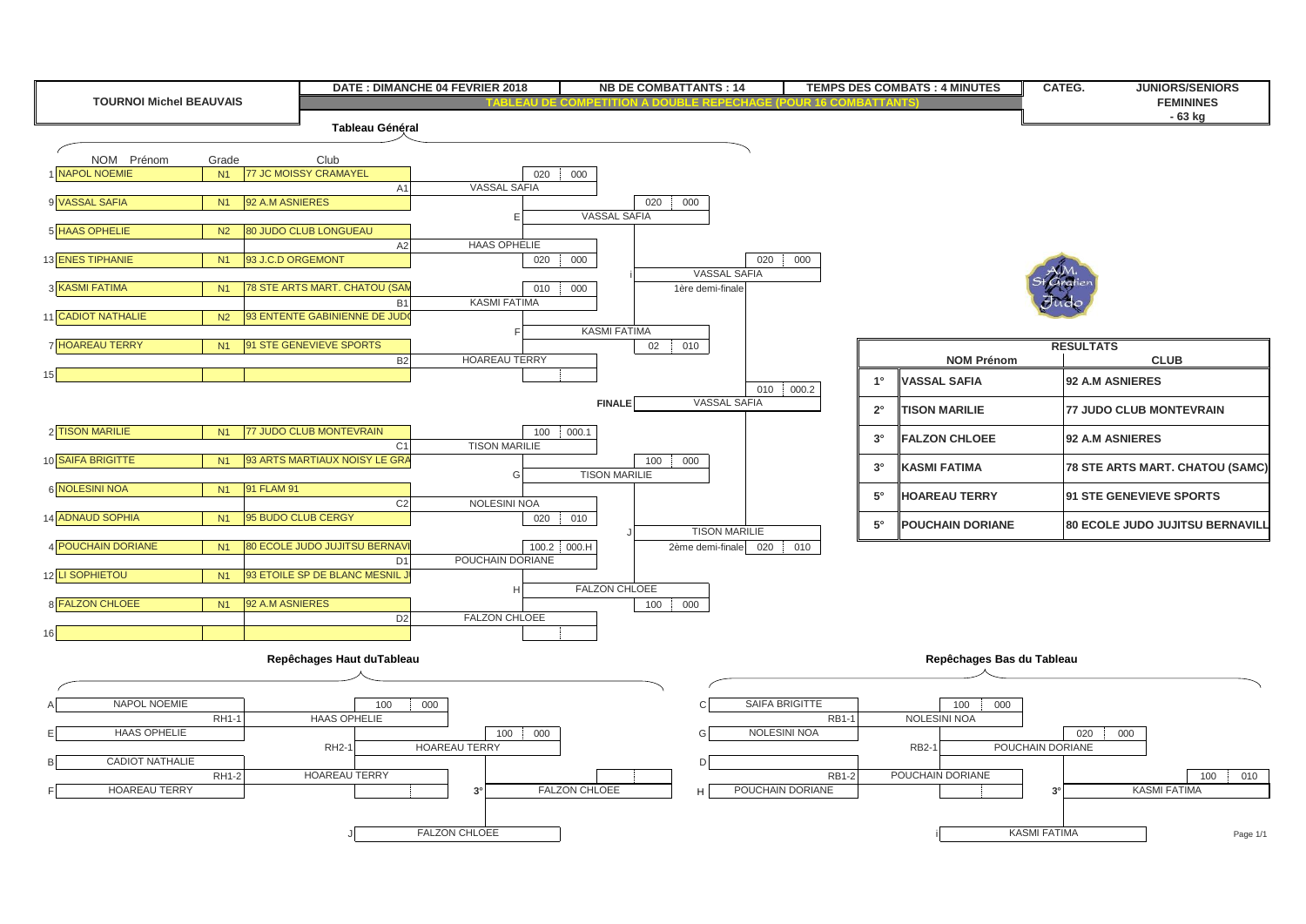**TOURNOI Michel BEAUVAIS**

**DATE : DIMANCHE 04 FEVRIER 2018** | **NB DE COMBATTANTS : 14** | **TEMPS DES COMBATS : 4 MINUTES** | **CATEG. JUNIORS/SENIORS FEMININES - 63 kg**

**TABLEAU DE COMPETITION A DOUBLE REPECHAGE (POUR 16 COMBATTANTS)**

## Tableau Général

| N° | NOM Prénom | Grade | Club |
|---|---|---|---|
| 1 | NAPOL NOEMIE | N1 | 77 JC MOISSY CRAMAYEL |
| 9 | VASSAL SAFIA | N1 | 92 A.M ASNIERES |
| 5 | HAAS OPHELIE | N2 | 80 JUDO CLUB LONGUEAU |
| 13 | ENES TIPHANIE | N1 | 93 J.C.D ORGEMONT |
| 3 | KASMI FATIMA | N1 | 78 STE ARTS MART. CHATOU (SAM |
| 11 | CADIOT NATHALIE | N2 | 93 ENTENTE GABINIENNE DE JUD |
| 7 | HOAREAU TERRY | N1 | 91 STE GENEVIEVE SPORTS |
| 15 | | | |
| 2 | TISON MARILIE | N1 | 77 JUDO CLUB MONTEVRAIN |
| 10 | SAIFA BRIGITTE | N1 | 93 ARTS MARTIAUX NOISY LE GRA |
| 6 | NOLESINI NOA | N1 | 91 FLAM 91 |
| 14 | ADNAUD SOPHIA | N1 | 95 BUDO CLUB CERGY |
| 4 | POUCHAIN DORIANE | N1 | 80 ECOLE JUDO JUJITSU BERNAVI |
| 12 | LI SOPHIETOU | N1 | 93 ETOILE SP DE BLANC MESNIL J |
| 8 | FALZON CHLOEE | N1 | 92 A.M ASNIERES |
| 16 | | | |

| Combat | Vainqueur | Score |
|---|---|---|
| A1 | VASSAL SAFIA | 020 / 000 |
| A2 | HAAS OPHELIE | 020 / 000 |
| B1 | KASMI FATIMA | 010 / 000 |
| B2 | HOAREAU TERRY | |
| C1 | TISON MARILIE | 100 / 000.1 |
| C2 | NOLESINI NOA | 020 / 010 |
| D1 | POUCHAIN DORIANE | 100.2 / 000.H |
| D2 | FALZON CHLOEE | |
| E | VASSAL SAFIA | 020 / 000 |
| F | KASMI FATIMA | 02 / 010 |
| G | TISON MARILIE | 100 / 000 |
| H | FALZON CHLOEE | 100 / 000 |
| I (1ère demi-finale) | VASSAL SAFIA | 020 / 000 |
| J (2ème demi-finale) | TISON MARILIE | 020 / 010 |
| FINALE | VASSAL SAFIA | 010 / 000.2 |

## RESULTATS

| | NOM Prénom | CLUB |
|---|---|---|
| 1° | VASSAL SAFIA | 92 A.M ASNIERES |
| 2° | TISON MARILIE | 77 JUDO CLUB MONTEVRAIN |
| 3° | FALZON CHLOEE | 92 A.M ASNIERES |
| 3° | KASMI FATIMA | 78 STE ARTS MART. CHATOU (SAMC) |
| 5° | HOAREAU TERRY | 91 STE GENEVIEVE SPORTS |
| 5° | POUCHAIN DORIANE | 80 ECOLE JUDO JUJITSU BERNAVILL |

## Repêchages Haut du Tableau

| Combat | Combattants | Vainqueur | Score |
|---|---|---|---|
| RH1-1 | A: NAPOL NOEMIE / E: HAAS OPHELIE | HAAS OPHELIE | 100 / 000 |
| RH1-2 | B: CADIOT NATHALIE / F: HOAREAU TERRY | HOAREAU TERRY | |
| RH2-1 | HAAS OPHELIE / HOAREAU TERRY | HOAREAU TERRY | 100 / 000 |
| 3° | HOAREAU TERRY / J: FALZON CHLOEE | FALZON CHLOEE | |

## Repêchages Bas du Tableau

| Combat | Combattants | Vainqueur | Score |
|---|---|---|---|
| RB1-1 | C: SAIFA BRIGITTE / G: NOLESINI NOA | NOLESINI NOA | 100 / 000 |
| RB1-2 | D: — / H: POUCHAIN DORIANE | POUCHAIN DORIANE | |
| RB2-1 | NOLESINI NOA / POUCHAIN DORIANE | POUCHAIN DORIANE | 020 / 000 |
| 3° | POUCHAIN DORIANE / I: KASMI FATIMA | KASMI FATIMA | 100 / 010 |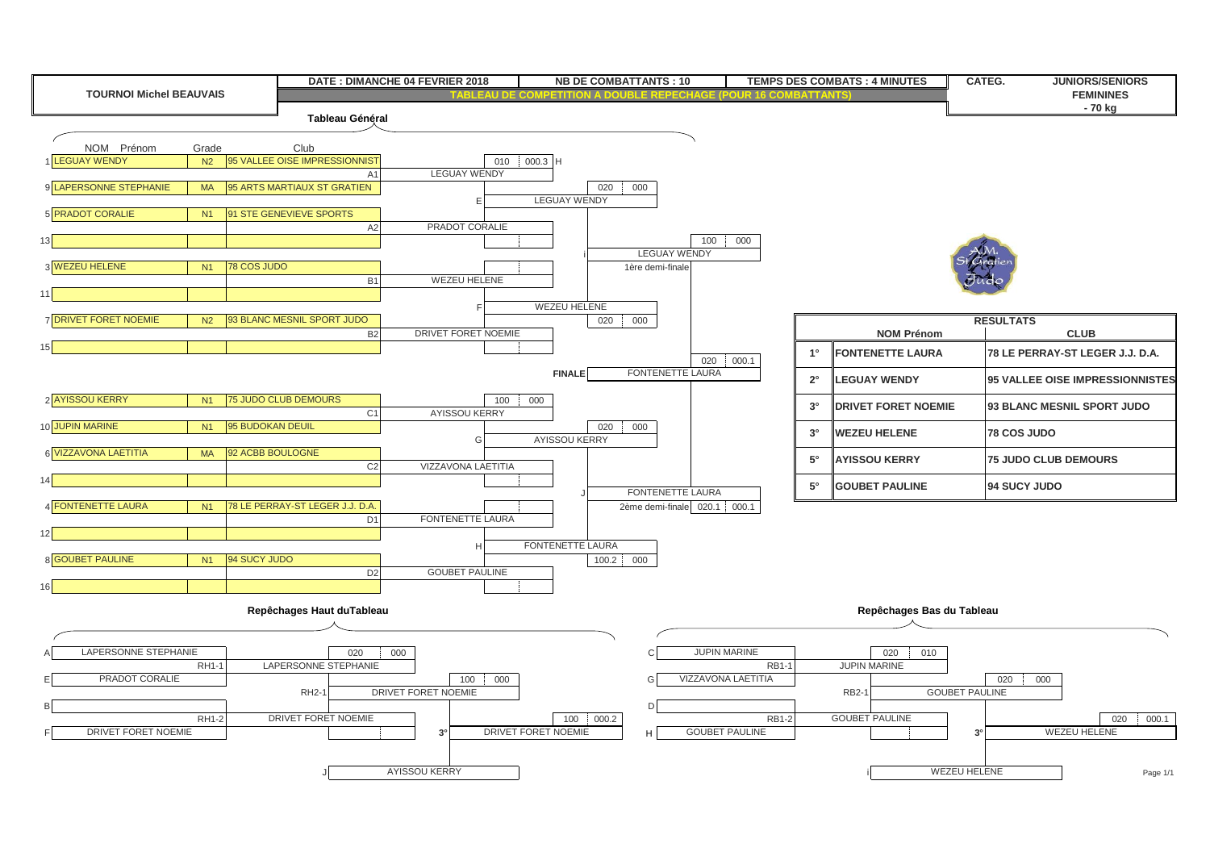# TOURNOI Michel BEAUVAIS

**DATE : DIMANCHE 04 FEVRIER 2018** | **NB DE COMBATTANTS : 10** | **TEMPS DES COMBATS : 4 MINUTES** | **CATEG. JUNIORS/SENIORS FEMININES - 70 kg**

**TABLEAU DE COMPETITION A DOUBLE REPECHAGE (POUR 16 COMBATTANTS)**

## Tableau Général

| N° | NOM Prénom | Grade | Club |
|---|---|---|---|
| 1 | LEGUAY WENDY | N2 | 95 VALLEE OISE IMPRESSIONNIST |
| 9 | LAPERSONNE STEPHANIE | MA | 95 ARTS MARTIAUX ST GRATIEN |
| 5 | PRADOT CORALIE | N1 | 91 STE GENEVIEVE SPORTS |
| 13 | | | |
| 3 | WEZEU HELENE | N1 | 78 COS JUDO |
| 11 | | | |
| 7 | DRIVET FORET NOEMIE | N2 | 93 BLANC MESNIL SPORT JUDO |
| 15 | | | |
| 2 | AYISSOU KERRY | N1 | 75 JUDO CLUB DEMOURS |
| 10 | JUPIN MARINE | N1 | 95 BUDOKAN DEUIL |
| 6 | VIZZAVONA LAETITIA | MA | 92 ACBB BOULOGNE |
| 14 | | | |
| 4 | FONTENETTE LAURA | N1 | 78 LE PERRAY-ST LEGER J.J. D.A. |
| 12 | | | |
| 8 | GOUBET PAULINE | N1 | 94 SUCY JUDO |
| 16 | | | |

### Premier tour

| Combat | Vainqueur | Score |
|---|---|---|
| A1 | LEGUAY WENDY | 010 / 000.3 |
| A2 | PRADOT CORALIE | |
| B1 | WEZEU HELENE | |
| B2 | DRIVET FORET NOEMIE | |
| C1 | AYISSOU KERRY | 100 / 000 |
| C2 | VIZZAVONA LAETITIA | |
| D1 | FONTENETTE LAURA | |
| D2 | GOUBET PAULINE | |

### Deuxième tour

| Combat | Vainqueur | Score |
|---|---|---|
| E | LEGUAY WENDY | 020 / 000 |
| F | WEZEU HELENE | 020 / 000 |
| G | AYISSOU KERRY | 020 / 000 |
| H | FONTENETTE LAURA | 100.2 / 000 |

### Demi-finales

| Combat | Vainqueur | Score |
|---|---|---|
| i – 1ère demi-finale | LEGUAY WENDY | 100 / 000 |
| J – 2ème demi-finale | FONTENETTE LAURA | 020.1 / 000.1 |

### FINALE

| Vainqueur | Score |
|---|---|
| FONTENETTE LAURA | 020 / 000.1 |

## RESULTATS

| | NOM Prénom | CLUB |
|---|---|---|
| 1° | FONTENETTE LAURA | 78 LE PERRAY-ST LEGER J.J. D.A. |
| 2° | LEGUAY WENDY | 95 VALLEE OISE IMPRESSIONNISTES |
| 3° | DRIVET FORET NOEMIE | 93 BLANC MESNIL SPORT JUDO |
| 3° | WEZEU HELENE | 78 COS JUDO |
| 5° | AYISSOU KERRY | 75 JUDO CLUB DEMOURS |
| 5° | GOUBET PAULINE | 94 SUCY JUDO |

## Repêchages Haut du Tableau

| Combat | Combattants | Vainqueur | Score |
|---|---|---|---|
| RH1-1 | A: LAPERSONNE STEPHANIE / E: PRADOT CORALIE | LAPERSONNE STEPHANIE | 020 / 000 |
| RH1-2 | B: — / F: DRIVET FORET NOEMIE | DRIVET FORET NOEMIE | |
| RH2-1 | LAPERSONNE STEPHANIE / DRIVET FORET NOEMIE | DRIVET FORET NOEMIE | 100 / 000 |
| 3° | DRIVET FORET NOEMIE / J: AYISSOU KERRY | DRIVET FORET NOEMIE | 100 / 000.2 |

## Repêchages Bas du Tableau

| Combat | Combattants | Vainqueur | Score |
|---|---|---|---|
| RB1-1 | C: JUPIN MARINE / G: VIZZAVONA LAETITIA | JUPIN MARINE | 020 / 010 |
| RB1-2 | D: — / H: GOUBET PAULINE | GOUBET PAULINE | |
| RB2-1 | JUPIN MARINE / GOUBET PAULINE | GOUBET PAULINE | 020 / 000 |
| 3° | GOUBET PAULINE / i: WEZEU HELENE | WEZEU HELENE | 020 / 000.1 |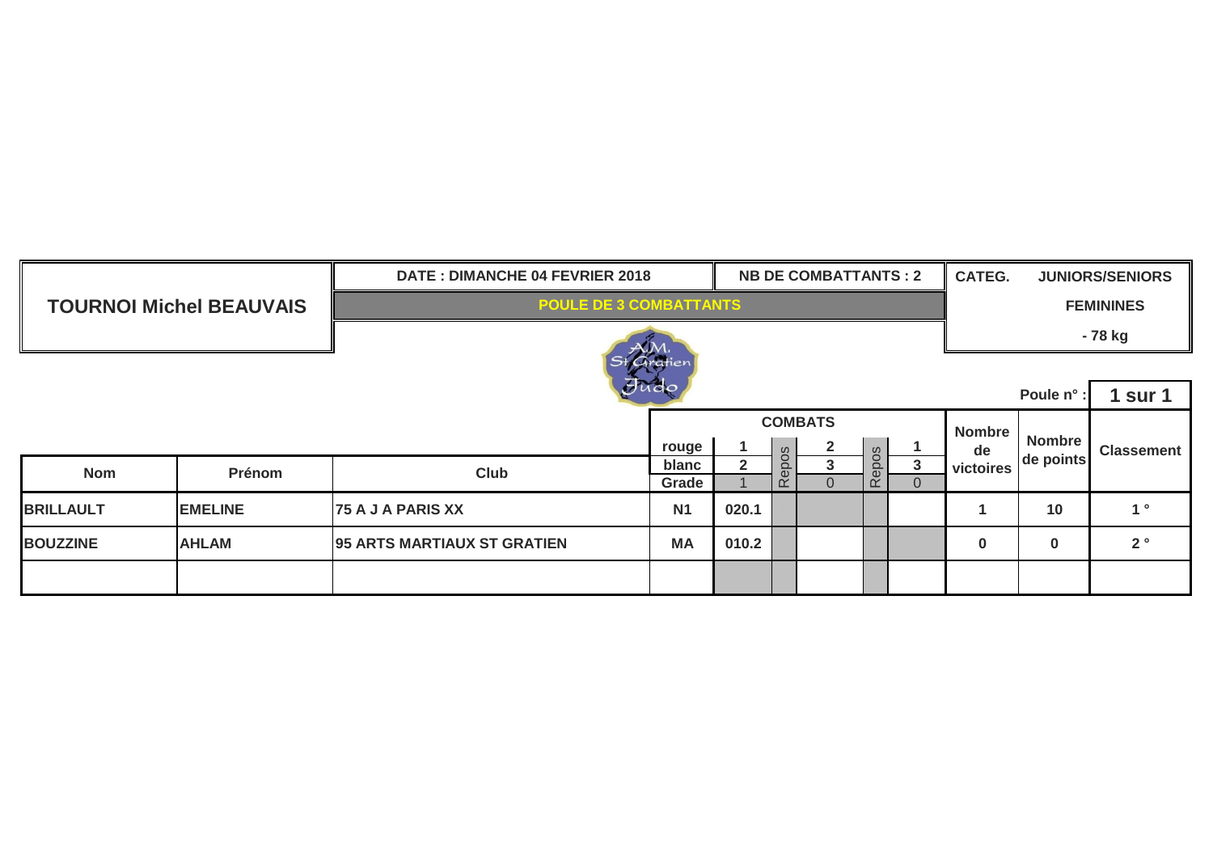| TOURNOI Michel BEAUVAIS | DATE : DIMANCHE 04 FEVRIER 2018 | NB DE COMBATTANTS : 2 | CATEG. JUNIORS/SENIORS |
|---|---|---|---|
| | POULE DE 3 COMBATTANTS | | FEMININES |
| | | | - 78 kg |

Poule n° : **1 sur 1**

| Nom | Prénom | Club | | COMBATS | | | | | Nombre de victoires | Nombre de points | Classement |
|---|---|---|---|---|---|---|---|---|---|---|---|
| | | | rouge | 1 | Repos | 2 | Repos | 1 | | | |
| | | | blanc | 2 | | 3 | | 3 | | | |
| | | | Grade | 1 | | 0 | | 0 | | | |
| BRILLAULT | EMELINE | 75 A J A PARIS XX | N1 | 020.1 | | | | | 1 | 10 | 1 ° |
| BOUZZINE | AHLAM | 95 ARTS MARTIAUX ST GRATIEN | MA | 010.2 | | | | | 0 | 0 | 2 ° |
| | | | | | | | | | | | |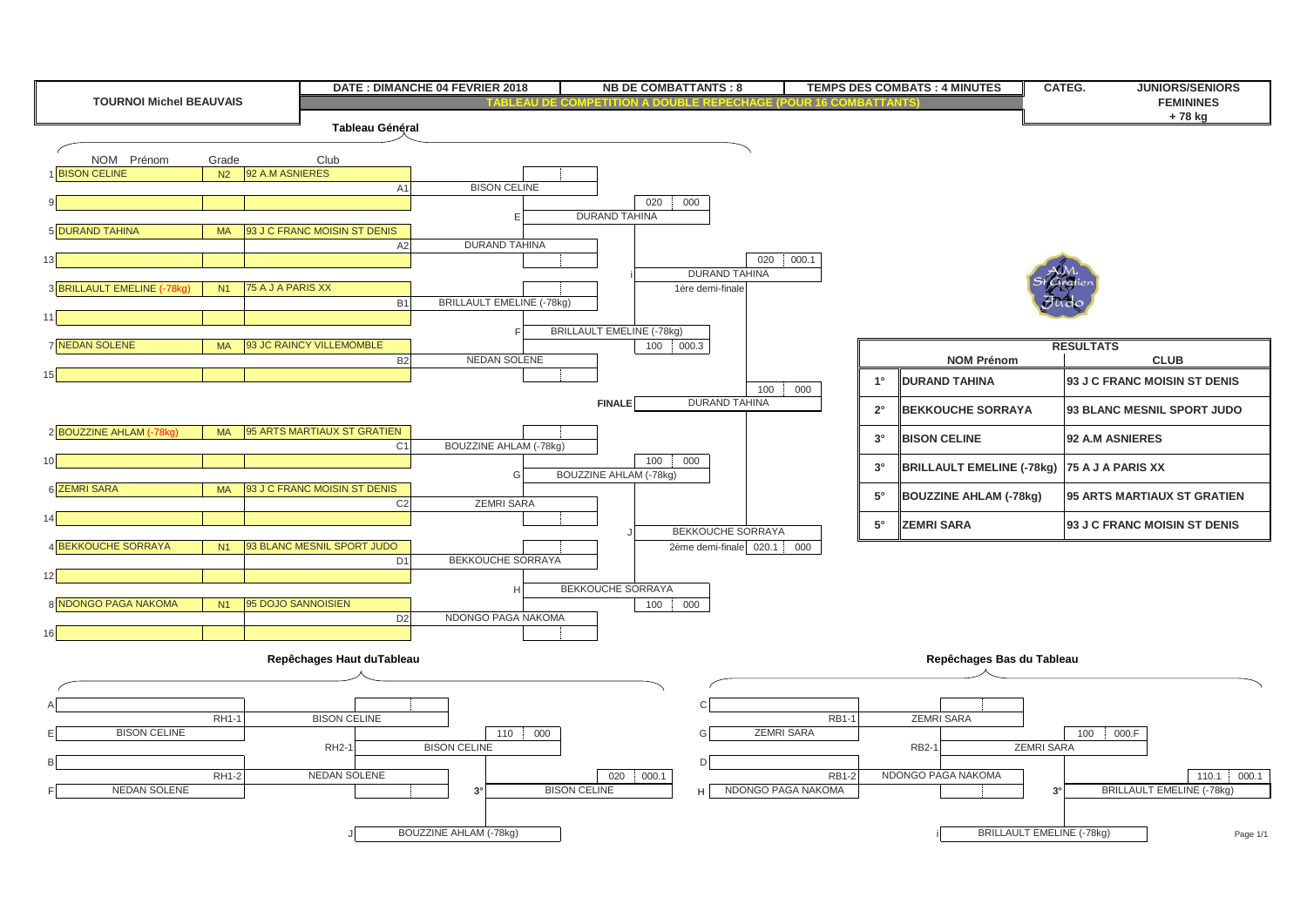**TOURNOI Michel BEAUVAIS**

| DATE : DIMANCHE 04 FEVRIER 2018 | NB DE COMBATTANTS : 8 | TEMPS DES COMBATS : 4 MINUTES | CATEG. | JUNIORS/SENIORS |
|---|---|---|---|---|

**TABLEAU DE COMPETITION A DOUBLE REPECHAGE (POUR 16 COMBATTANTS)**

**FEMININES + 78 kg**

## Tableau Général

| N° | NOM Prénom | Grade | Club |
|---|---|---|---|
| 1 | BISON CELINE | N2 | 92 A.M ASNIERES |
| 9 | | | |
| 5 | DURAND TAHINA | MA | 93 J C FRANC MOISIN ST DENIS |
| 13 | | | |
| 3 | BRILLAULT EMELINE (-78kg) | N1 | 75 A J A PARIS XX |
| 11 | | | |
| 7 | NEDAN SOLENE | MA | 93 JC RAINCY VILLEMOMBLE |
| 15 | | | |
| 2 | BOUZZINE AHLAM (-78kg) | MA | 95 ARTS MARTIAUX ST GRATIEN |
| 10 | | | |
| 6 | ZEMRI SARA | MA | 93 J C FRANC MOISIN ST DENIS |
| 14 | | | |
| 4 | BEKKOUCHE SORRAYA | N1 | 93 BLANC MESNIL SPORT JUDO |
| 12 | | | |
| 8 | NDONGO PAGA NAKOMA | N1 | 95 DOJO SANNOISIEN |
| 16 | | | |

| Combat | Vainqueur | Score |
|---|---|---|
| A1 | BISON CELINE | |
| A2 | DURAND TAHINA | |
| B1 | BRILLAULT EMELINE (-78kg) | |
| B2 | NEDAN SOLENE | |
| C1 | BOUZZINE AHLAM (-78kg) | |
| C2 | ZEMRI SARA | |
| D1 | BEKKOUCHE SORRAYA | |
| D2 | NDONGO PAGA NAKOMA | |
| E | DURAND TAHINA | 020 000 |
| F | BRILLAULT EMELINE (-78kg) | 100 000.3 |
| G | BOUZZINE AHLAM (-78kg) | 100 000 |
| H | BEKKOUCHE SORRAYA | 100 000 |
| I (1ère demi-finale) | DURAND TAHINA | 020 000.1 |
| J (2ème demi-finale) | BEKKOUCHE SORRAYA | 020.1 000 |
| FINALE | DURAND TAHINA | 100 000 |

## RESULTATS

| | NOM Prénom | CLUB |
|---|---|---|
| 1° | DURAND TAHINA | 93 J C FRANC MOISIN ST DENIS |
| 2° | BEKKOUCHE SORRAYA | 93 BLANC MESNIL SPORT JUDO |
| 3° | BISON CELINE | 92 A.M ASNIERES |
| 3° | BRILLAULT EMELINE (-78kg) | 75 A J A PARIS XX |
| 5° | BOUZZINE AHLAM (-78kg) | 95 ARTS MARTIAUX ST GRATIEN |
| 5° | ZEMRI SARA | 93 J C FRANC MOISIN ST DENIS |

## Repêchages Haut du Tableau

| Combat | Combattants | Vainqueur | Score |
|---|---|---|---|
| RH1-1 | A : — / E : BISON CELINE | BISON CELINE | |
| RH1-2 | B : — / F : NEDAN SOLENE | NEDAN SOLENE | |
| RH2-1 | BISON CELINE / NEDAN SOLENE | BISON CELINE | 110 000 |
| 3° | BISON CELINE / J : BOUZZINE AHLAM (-78kg) | BISON CELINE | 020 000.1 |

## Repêchages Bas du Tableau

| Combat | Combattants | Vainqueur | Score |
|---|---|---|---|
| RB1-1 | C : — / G : ZEMRI SARA | ZEMRI SARA | |
| RB1-2 | D : — / H : NDONGO PAGA NAKOMA | NDONGO PAGA NAKOMA | |
| RB2-1 | ZEMRI SARA / NDONGO PAGA NAKOMA | ZEMRI SARA | 100 000.F |
| 3° | ZEMRI SARA / I : BRILLAULT EMELINE (-78kg) | BRILLAULT EMELINE (-78kg) | 110.1 000.1 |